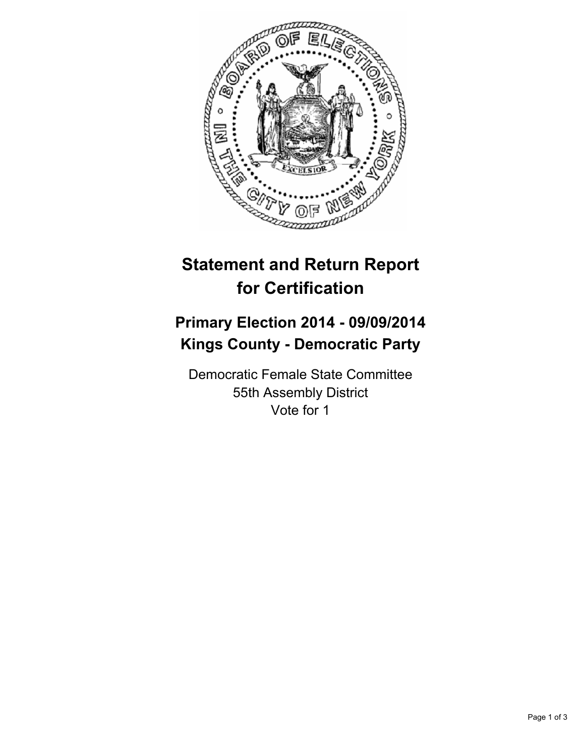# Statement and Return Report for Certification

## Primary Election 2014 - 09/09/2014
## Kings County - Democratic Party

Democratic Female State Committee
55th Assembly District
Vote for 1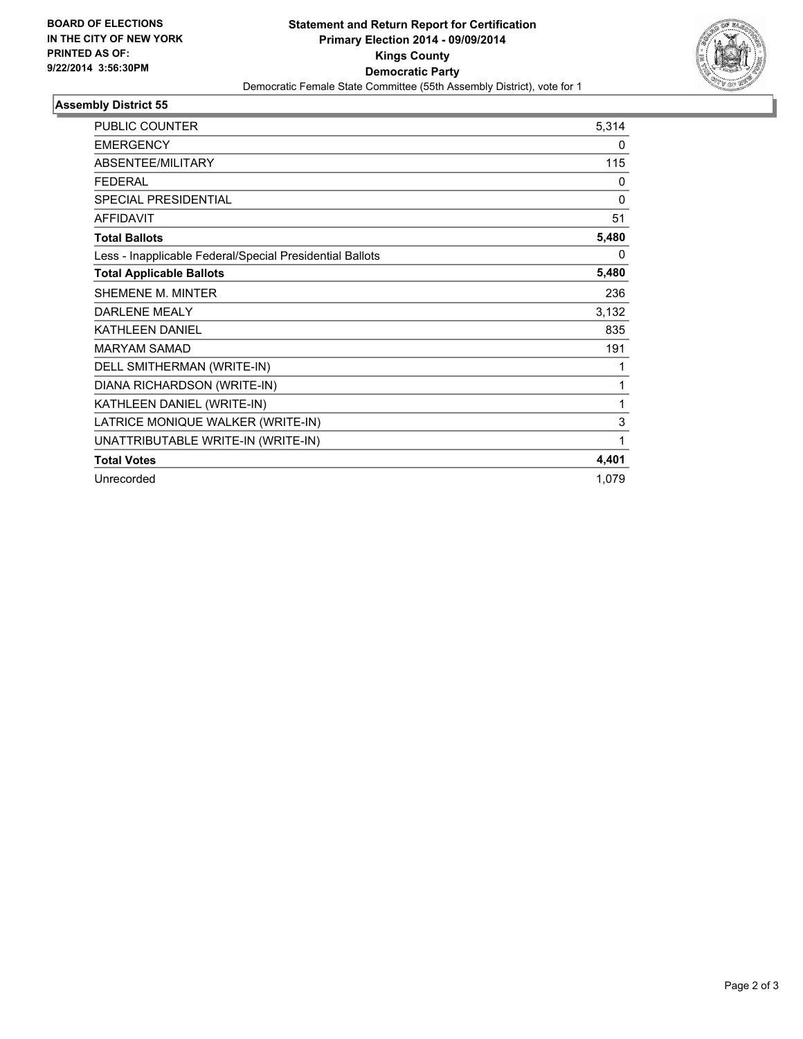**BOARD OF ELECTIONS IN THE CITY OF NEW YORK PRINTED AS OF: 9/22/2014 3:56:30PM**

**Statement and Return Report for Certification**
**Primary Election 2014 - 09/09/2014**
**Kings County**
**Democratic Party**
Democratic Female State Committee (55th Assembly District), vote for 1

### Assembly District 55

| | |
|---|---|
| PUBLIC COUNTER | 5,314 |
| EMERGENCY | 0 |
| ABSENTEE/MILITARY | 115 |
| FEDERAL | 0 |
| SPECIAL PRESIDENTIAL | 0 |
| AFFIDAVIT | 51 |
| **Total Ballots** | **5,480** |
| Less - Inapplicable Federal/Special Presidential Ballots | 0 |
| **Total Applicable Ballots** | **5,480** |
| SHEMENE M. MINTER | 236 |
| DARLENE MEALY | 3,132 |
| KATHLEEN DANIEL | 835 |
| MARYAM SAMAD | 191 |
| DELL SMITHERMAN (WRITE-IN) | 1 |
| DIANA RICHARDSON (WRITE-IN) | 1 |
| KATHLEEN DANIEL (WRITE-IN) | 1 |
| LATRICE MONIQUE WALKER (WRITE-IN) | 3 |
| UNATTRIBUTABLE WRITE-IN (WRITE-IN) | 1 |
| **Total Votes** | **4,401** |
| Unrecorded | 1,079 |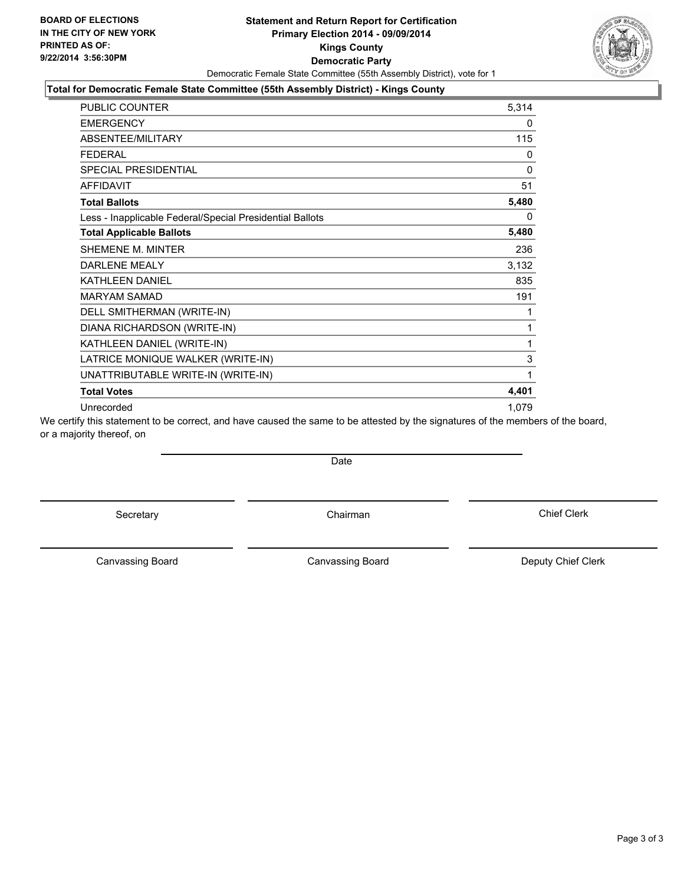**BOARD OF ELECTIONS**
**IN THE CITY OF NEW YORK**
**PRINTED AS OF:**
**9/22/2014 3:56:30PM**

**Statement and Return Report for Certification**
**Primary Election 2014 - 09/09/2014**
**Kings County**
**Democratic Party**
Democratic Female State Committee (55th Assembly District), vote for 1

### Total for Democratic Female State Committee (55th Assembly District) - Kings County

| | |
|---|---|
| PUBLIC COUNTER | 5,314 |
| EMERGENCY | 0 |
| ABSENTEE/MILITARY | 115 |
| FEDERAL | 0 |
| SPECIAL PRESIDENTIAL | 0 |
| AFFIDAVIT | 51 |
| **Total Ballots** | **5,480** |
| Less - Inapplicable Federal/Special Presidential Ballots | 0 |
| **Total Applicable Ballots** | **5,480** |
| SHEMENE M. MINTER | 236 |
| DARLENE MEALY | 3,132 |
| KATHLEEN DANIEL | 835 |
| MARYAM SAMAD | 191 |
| DELL SMITHERMAN (WRITE-IN) | 1 |
| DIANA RICHARDSON (WRITE-IN) | 1 |
| KATHLEEN DANIEL (WRITE-IN) | 1 |
| LATRICE MONIQUE WALKER (WRITE-IN) | 3 |
| UNATTRIBUTABLE WRITE-IN (WRITE-IN) | 1 |
| **Total Votes** | **4,401** |
| Unrecorded | 1,079 |

We certify this statement to be correct, and have caused the same to be attested by the signatures of the members of the board, or a majority thereof, on

Date

Secretary

Chairman

Chief Clerk

Canvassing Board

Canvassing Board

Deputy Chief Clerk